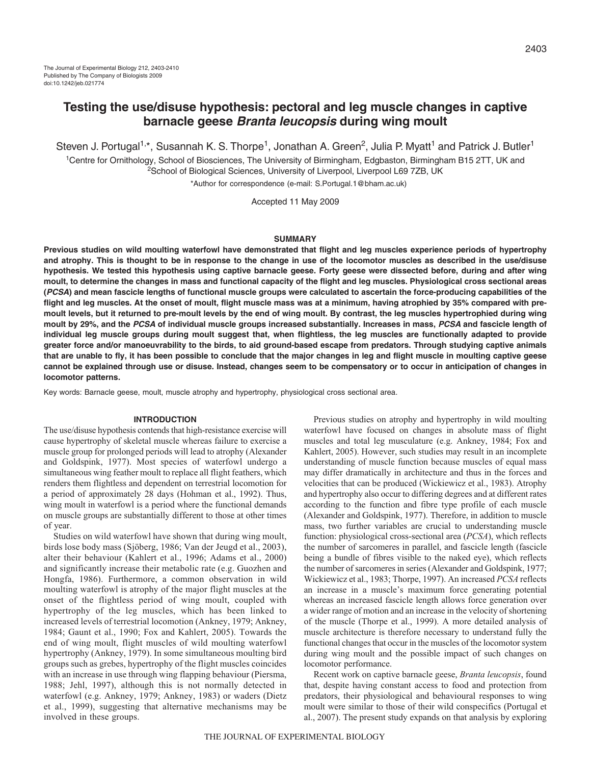# Testing the use/disuse hypothesis: pectoral and leg muscle changes in captive barnacle geese *Branta leucopsis* during wing moult

Steven J. Portugal[1,*], Susannah K. S. Thorpe[1], Jonathan A. Green[2], Julia P. Myatt[1] and Patrick J. Butler[1]

[1]Centre for Ornithology, School of Biosciences, The University of Birmingham, Edgbaston, Birmingham B15 2TT, UK and [2]School of Biological Sciences, University of Liverpool, Liverpool L69 7ZB, UK

*Author for correspondence (e-mail: S.Portugal.1@bham.ac.uk)

Accepted 11 May 2009

## SUMMARY

**Previous studies on wild moulting waterfowl have demonstrated that flight and leg muscles experience periods of hypertrophy and atrophy. This is thought to be in response to the change in use of the locomotor muscles as described in the use/disuse hypothesis. We tested this hypothesis using captive barnacle geese. Forty geese were dissected before, during and after wing moult, to determine the changes in mass and functional capacity of the flight and leg muscles. Physiological cross sectional areas (*PCSA*) and mean fascicle lengths of functional muscle groups were calculated to ascertain the force-producing capabilities of the flight and leg muscles. At the onset of moult, flight muscle mass was at a minimum, having atrophied by 35% compared with pre-moult levels, but it returned to pre-moult levels by the end of wing moult. By contrast, the leg muscles hypertrophied during wing moult by 29%, and the *PCSA* of individual muscle groups increased substantially. Increases in mass, *PCSA* and fascicle length of individual leg muscle groups during moult suggest that, when flightless, the leg muscles are functionally adapted to provide greater force and/or manoeuvrability to the birds, to aid ground-based escape from predators. Through studying captive animals that are unable to fly, it has been possible to conclude that the major changes in leg and flight muscle in moulting captive geese cannot be explained through use or disuse. Instead, changes seem to be compensatory or to occur in anticipation of changes in locomotor patterns.**

Key words: Barnacle geese, moult, muscle atrophy and hypertrophy, physiological cross sectional area.

## INTRODUCTION

The use/disuse hypothesis contends that high-resistance exercise will cause hypertrophy of skeletal muscle whereas failure to exercise a muscle group for prolonged periods will lead to atrophy (Alexander and Goldspink, 1977). Most species of waterfowl undergo a simultaneous wing feather moult to replace all flight feathers, which renders them flightless and dependent on terrestrial locomotion for a period of approximately 28 days (Hohman et al., 1992). Thus, wing moult in waterfowl is a period where the functional demands on muscle groups are substantially different to those at other times of year.

Studies on wild waterfowl have shown that during wing moult, birds lose body mass (Sjöberg, 1986; Van der Jeugd et al., 2003), alter their behaviour (Kahlert et al., 1996; Adams et al., 2000) and significantly increase their metabolic rate (e.g. Guozhen and Hongfa, 1986). Furthermore, a common observation in wild moulting waterfowl is atrophy of the major flight muscles at the onset of the flightless period of wing moult, coupled with hypertrophy of the leg muscles, which has been linked to increased levels of terrestrial locomotion (Ankney, 1979; Ankney, 1984; Gaunt et al., 1990; Fox and Kahlert, 2005). Towards the end of wing moult, flight muscles of wild moulting waterfowl hypertrophy (Ankney, 1979). In some simultaneous moulting bird groups such as grebes, hypertrophy of the flight muscles coincides with an increase in use through wing flapping behaviour (Piersma, 1988; Jehl, 1997), although this is not normally detected in waterfowl (e.g. Ankney, 1979; Ankney, 1983) or waders (Dietz et al., 1999), suggesting that alternative mechanisms may be involved in these groups.

Previous studies on atrophy and hypertrophy in wild moulting waterfowl have focused on changes in absolute mass of flight muscles and total leg musculature (e.g. Ankney, 1984; Fox and Kahlert, 2005). However, such studies may result in an incomplete understanding of muscle function because muscles of equal mass may differ dramatically in architecture and thus in the forces and velocities that can be produced (Wickiewicz et al., 1983). Atrophy and hypertrophy also occur to differing degrees and at different rates according to the function and fibre type profile of each muscle (Alexander and Goldspink, 1977). Therefore, in addition to muscle mass, two further variables are crucial to understanding muscle function: physiological cross-sectional area (*PCSA*), which reflects the number of sarcomeres in parallel, and fascicle length (fascicle being a bundle of fibres visible to the naked eye), which reflects the number of sarcomeres in series (Alexander and Goldspink, 1977; Wickiewicz et al., 1983; Thorpe, 1997). An increased *PCSA* reflects an increase in a muscle's maximum force generating potential whereas an increased fascicle length allows force generation over a wider range of motion and an increase in the velocity of shortening of the muscle (Thorpe et al., 1999). A more detailed analysis of muscle architecture is therefore necessary to understand fully the functional changes that occur in the muscles of the locomotor system during wing moult and the possible impact of such changes on locomotor performance.

Recent work on captive barnacle geese, *Branta leucopsis*, found that, despite having constant access to food and protection from predators, their physiological and behavioural responses to wing moult were similar to those of their wild conspecifics (Portugal et al., 2007). The present study expands on that analysis by exploring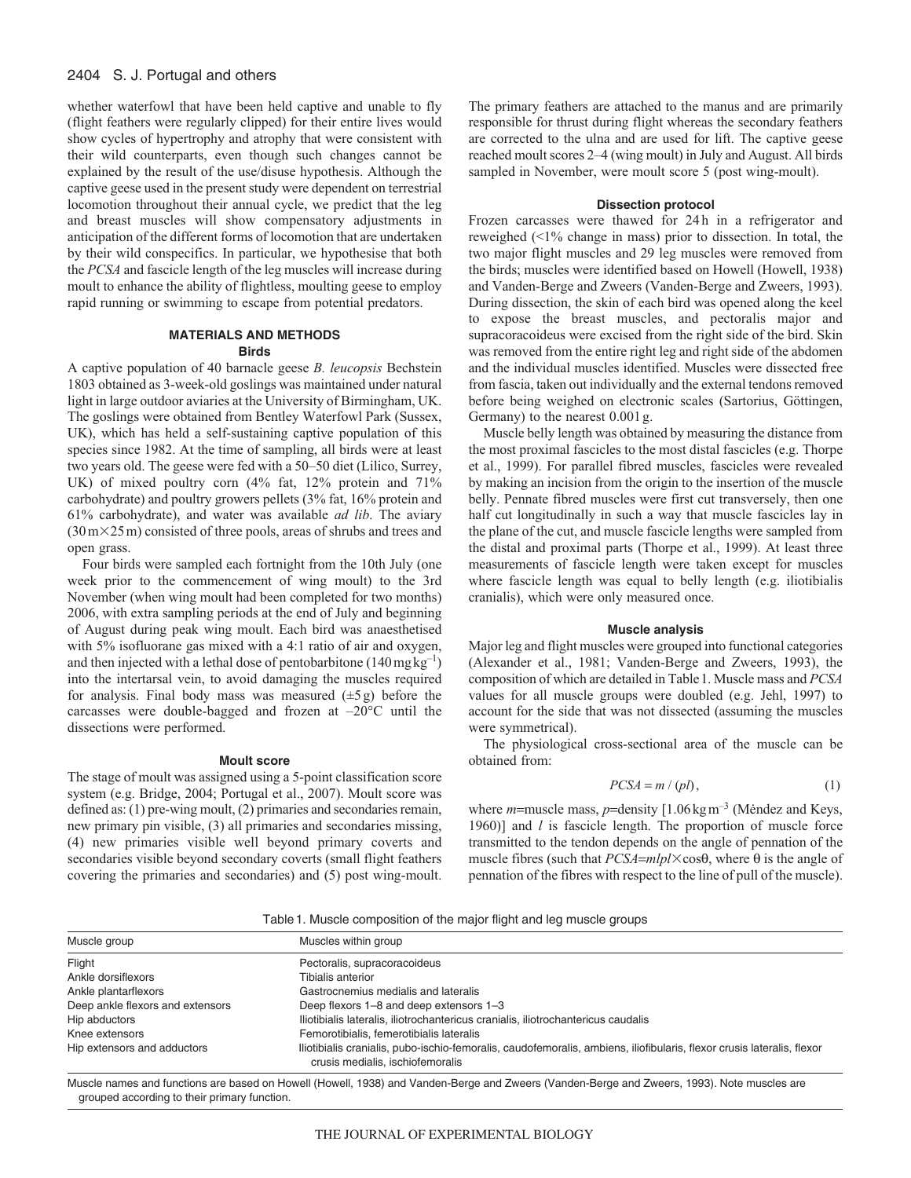whether waterfowl that have been held captive and unable to fly (flight feathers were regularly clipped) for their entire lives would show cycles of hypertrophy and atrophy that were consistent with their wild counterparts, even though such changes cannot be explained by the result of the use/disuse hypothesis. Although the captive geese used in the present study were dependent on terrestrial locomotion throughout their annual cycle, we predict that the leg and breast muscles will show compensatory adjustments in anticipation of the different forms of locomotion that are undertaken by their wild conspecifics. In particular, we hypothesise that both the *PCSA* and fascicle length of the leg muscles will increase during moult to enhance the ability of flightless, moulting geese to employ rapid running or swimming to escape from potential predators.

## MATERIALS AND METHODS

### Birds

A captive population of 40 barnacle geese *B. leucopsis* Bechstein 1803 obtained as 3-week-old goslings was maintained under natural light in large outdoor aviaries at the University of Birmingham, UK. The goslings were obtained from Bentley Waterfowl Park (Sussex, UK), which has held a self-sustaining captive population of this species since 1982. At the time of sampling, all birds were at least two years old. The geese were fed with a 50–50 diet (Lilico, Surrey, UK) of mixed poultry corn (4% fat, 12% protein and 71% carbohydrate) and poultry growers pellets (3% fat, 16% protein and 61% carbohydrate), and water was available *ad lib*. The aviary (30 m×25 m) consisted of three pools, areas of shrubs and trees and open grass.

Four birds were sampled each fortnight from the 10th July (one week prior to the commencement of wing moult) to the 3rd November (when wing moult had been completed for two months) 2006, with extra sampling periods at the end of July and beginning of August during peak wing moult. Each bird was anaesthetised with 5% isofluorane gas mixed with a 4:1 ratio of air and oxygen, and then injected with a lethal dose of pentobarbitone (140 mg kg$^{-1}$) into the intertarsal vein, to avoid damaging the muscles required for analysis. Final body mass was measured (±5 g) before the carcasses were double-bagged and frozen at –20°C until the dissections were performed.

### Moult score

The stage of moult was assigned using a 5-point classification score system (e.g. Bridge, 2004; Portugal et al., 2007). Moult score was defined as: (1) pre-wing moult, (2) primaries and secondaries remain, new primary pin visible, (3) all primaries and secondaries missing, (4) new primaries visible well beyond primary coverts and secondaries visible beyond secondary coverts (small flight feathers covering the primaries and secondaries) and (5) post wing-moult. The primary feathers are attached to the manus and are primarily responsible for thrust during flight whereas the secondary feathers are corrected to the ulna and are used for lift. The captive geese reached moult scores 2–4 (wing moult) in July and August. All birds sampled in November, were moult score 5 (post wing-moult).

### Dissection protocol

Frozen carcasses were thawed for 24 h in a refrigerator and reweighed (<1% change in mass) prior to dissection. In total, the two major flight muscles and 29 leg muscles were removed from the birds; muscles were identified based on Howell (Howell, 1938) and Vanden-Berge and Zweers (Vanden-Berge and Zweers, 1993). During dissection, the skin of each bird was opened along the keel to expose the breast muscles, and pectoralis major and supracoracoideus were excised from the right side of the bird. Skin was removed from the entire right leg and right side of the abdomen and the individual muscles identified. Muscles were dissected free from fascia, taken out individually and the external tendons removed before being weighed on electronic scales (Sartorius, Göttingen, Germany) to the nearest 0.001 g.

Muscle belly length was obtained by measuring the distance from the most proximal fascicles to the most distal fascicles (e.g. Thorpe et al., 1999). For parallel fibred muscles, fascicles were revealed by making an incision from the origin to the insertion of the muscle belly. Pennate fibred muscles were first cut transversely, then one half cut longitudinally in such a way that muscle fascicles lay in the plane of the cut, and muscle fascicle lengths were sampled from the distal and proximal parts (Thorpe et al., 1999). At least three measurements of fascicle length were taken except for muscles where fascicle length was equal to belly length (e.g. iliotibialis cranialis), which were only measured once.

### Muscle analysis

Major leg and flight muscles were grouped into functional categories (Alexander et al., 1981; Vanden-Berge and Zweers, 1993), the composition of which are detailed in Table 1. Muscle mass and *PCSA* values for all muscle groups were doubled (e.g. Jehl, 1997) to account for the side that was not dissected (assuming the muscles were symmetrical).

The physiological cross-sectional area of the muscle can be obtained from:

$$PCSA = m / (pl)\,, \tag{1}$$

where $m$=muscle mass, $p$=density [1.06 kg m$^{-3}$ (Méndez and Keys, 1960)] and $l$ is fascicle length. The proportion of muscle force transmitted to the tendon depends on the angle of pennation of the muscle fibres (such that $PCSA$=$m/pl\times\cos\theta$, where $\theta$ is the angle of pennation of the fibres with respect to the line of pull of the muscle).

Table 1. Muscle composition of the major flight and leg muscle groups

| Muscle group | Muscles within group |
|---|---|
| Flight | Pectoralis, supracoracoideus |
| Ankle dorsiflexors | Tibialis anterior |
| Ankle plantarflexors | Gastrocnemius medialis and lateralis |
| Deep ankle flexors and extensors | Deep flexors 1–8 and deep extensors 1–3 |
| Hip abductors | Iliotibialis lateralis, iliotrochantericus cranialis, iliotrochantericus caudalis |
| Knee extensors | Femorotibialis, femerotibialis lateralis |
| Hip extensors and adductors | Iliotibialis cranialis, pubo-ischio-femoralis, caudofemoralis, ambiens, iliofibularis, flexor crusis lateralis, flexor crusis medialis, ischiofemoralis |

Muscle names and functions are based on Howell (Howell, 1938) and Vanden-Berge and Zweers (Vanden-Berge and Zweers, 1993). Note muscles are grouped according to their primary function.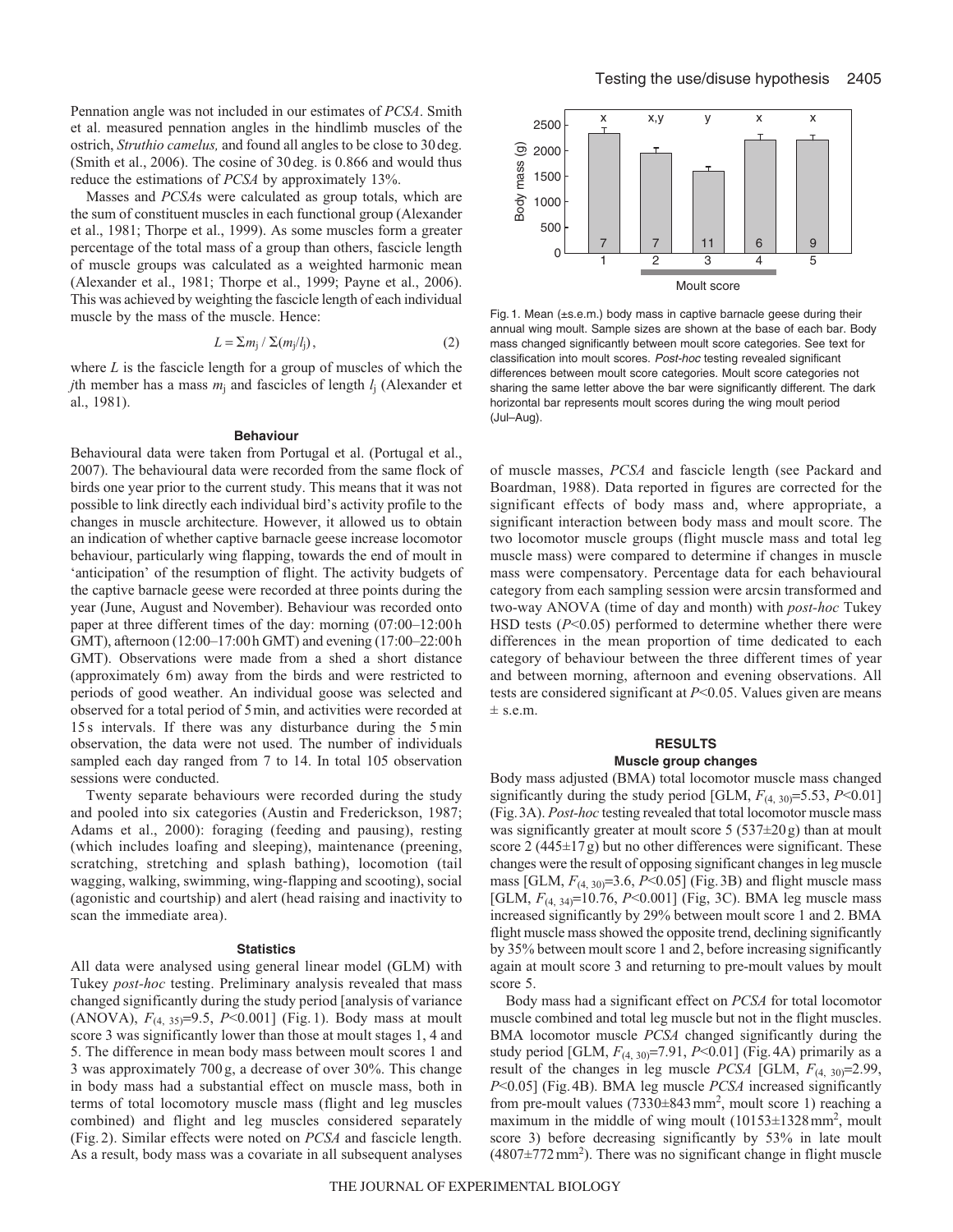Pennation angle was not included in our estimates of *PCSA*. Smith et al. measured pennation angles in the hindlimb muscles of the ostrich, *Struthio camelus,* and found all angles to be close to 30 deg. (Smith et al., 2006). The cosine of 30 deg. is 0.866 and would thus reduce the estimations of *PCSA* by approximately 13%.

Masses and *PCSA*s were calculated as group totals, which are the sum of constituent muscles in each functional group (Alexander et al., 1981; Thorpe et al., 1999). As some muscles form a greater percentage of the total mass of a group than others, fascicle length of muscle groups was calculated as a weighted harmonic mean (Alexander et al., 1981; Thorpe et al., 1999; Payne et al., 2006). This was achieved by weighting the fascicle length of each individual muscle by the mass of the muscle. Hence:

$$L = \Sigma m_j / \Sigma(m_j/l_j)\,, \tag{2}$$

where $L$ is the fascicle length for a group of muscles of which the $j$th member has a mass $m_j$ and fascicles of length $l_j$ (Alexander et al., 1981).

### Behaviour

Behavioural data were taken from Portugal et al. (Portugal et al., 2007). The behavioural data were recorded from the same flock of birds one year prior to the current study. This means that it was not possible to link directly each individual bird's activity profile to the changes in muscle architecture. However, it allowed us to obtain an indication of whether captive barnacle geese increase locomotor behaviour, particularly wing flapping, towards the end of moult in 'anticipation' of the resumption of flight. The activity budgets of the captive barnacle geese were recorded at three points during the year (June, August and November). Behaviour was recorded onto paper at three different times of the day: morning (07:00–12:00 h GMT), afternoon (12:00–17:00 h GMT) and evening (17:00–22:00 h GMT). Observations were made from a shed a short distance (approximately 6 m) away from the birds and were restricted to periods of good weather. An individual goose was selected and observed for a total period of 5 min, and activities were recorded at 15 s intervals. If there was any disturbance during the 5 min observation, the data were not used. The number of individuals sampled each day ranged from 7 to 14. In total 105 observation sessions were conducted.

Twenty separate behaviours were recorded during the study and pooled into six categories (Austin and Frederickson, 1987; Adams et al., 2000): foraging (feeding and pausing), resting (which includes loafing and sleeping), maintenance (preening, scratching, stretching and splash bathing), locomotion (tail wagging, walking, swimming, wing-flapping and scooting), social (agonistic and courtship) and alert (head raising and inactivity to scan the immediate area).

### Statistics

All data were analysed using general linear model (GLM) with Tukey *post-hoc* testing. Preliminary analysis revealed that mass changed significantly during the study period [analysis of variance (ANOVA), $F_{(4,\,35)}$=9.5, $P$<0.001] (Fig. 1). Body mass at moult score 3 was significantly lower than those at moult stages 1, 4 and 5. The difference in mean body mass between moult scores 1 and 3 was approximately 700 g, a decrease of over 30%. This change in body mass had a substantial effect on muscle mass, both in terms of total locomotory muscle mass (flight and leg muscles combined) and flight and leg muscles considered separately (Fig. 2). Similar effects were noted on *PCSA* and fascicle length. As a result, body mass was a covariate in all subsequent analyses of muscle masses, *PCSA* and fascicle length (see Packard and Boardman, 1988). Data reported in figures are corrected for the significant effects of body mass and, where appropriate, a significant interaction between body mass and moult score. The two locomotor muscle groups (flight muscle mass and total leg muscle mass) were compared to determine if changes in muscle mass were compensatory. Percentage data for each behavioural category from each sampling session were arcsin transformed and two-way ANOVA (time of day and month) with *post-hoc* Tukey HSD tests ($P$<0.05) performed to determine whether there were differences in the mean proportion of time dedicated to each category of behaviour between the three different times of year and between morning, afternoon and evening observations. All tests are considered significant at $P$<0.05. Values given are means ± s.e.m.

Fig. 1. Mean (±s.e.m.) body mass in captive barnacle geese during their annual wing moult. Sample sizes are shown at the base of each bar. Body mass changed significantly between moult score categories. See text for classification into moult scores. *Post-hoc* testing revealed significant differences between moult score categories. Moult score categories not sharing the same letter above the bar were significantly different. The dark horizontal bar represents moult scores during the wing moult period (Jul–Aug).

## RESULTS

### Muscle group changes

Body mass adjusted (BMA) total locomotor muscle mass changed significantly during the study period [GLM, $F_{(4,\,30)}$=5.53, $P$<0.01] (Fig. 3A). *Post-hoc* testing revealed that total locomotor muscle mass was significantly greater at moult score 5 (537±20 g) than at moult score 2 (445±17 g) but no other differences were significant. These changes were the result of opposing significant changes in leg muscle mass [GLM, $F_{(4,\,30)}$=3.6, $P$<0.05] (Fig. 3B) and flight muscle mass [GLM, $F_{(4,\,34)}$=10.76, $P$<0.001] (Fig, 3C). BMA leg muscle mass increased significantly by 29% between moult score 1 and 2. BMA flight muscle mass showed the opposite trend, declining significantly by 35% between moult score 1 and 2, before increasing significantly again at moult score 3 and returning to pre-moult values by moult score 5.

Body mass had a significant effect on *PCSA* for total locomotor muscle combined and total leg muscle but not in the flight muscles. BMA locomotor muscle *PCSA* changed significantly during the study period [GLM, $F_{(4,\,30)}$=7.91, $P$<0.01] (Fig. 4A) primarily as a result of the changes in leg muscle *PCSA* [GLM, $F_{(4,\,30)}$=2.99, $P$<0.05] (Fig. 4B). BMA leg muscle *PCSA* increased significantly from pre-moult values (7330±843 mm$^2$, moult score 1) reaching a maximum in the middle of wing moult (10153±1328 mm$^2$, moult score 3) before decreasing significantly by 53% in late moult (4807±772 mm$^2$). There was no significant change in flight muscle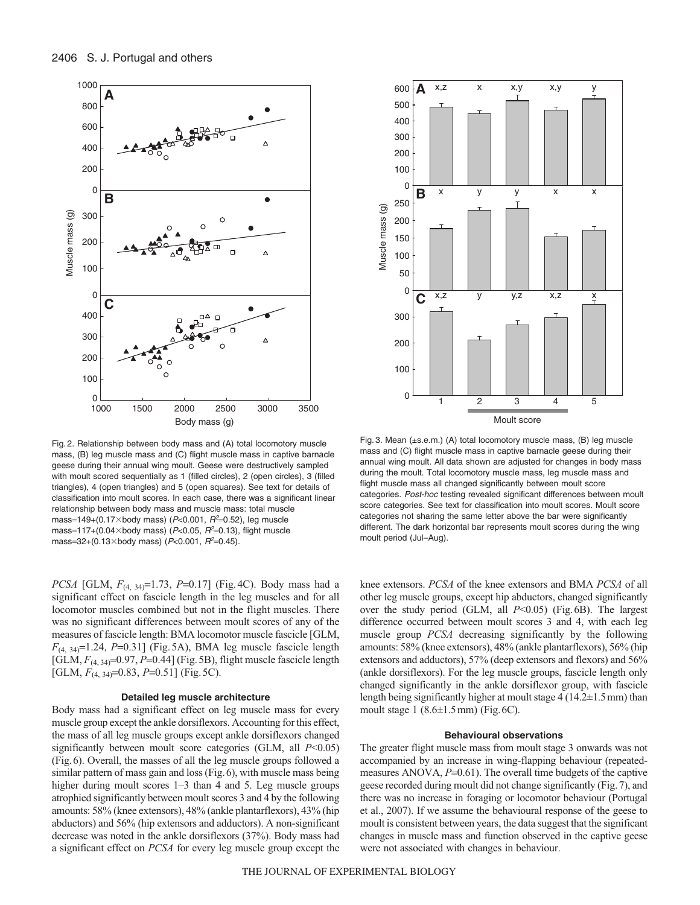Fig. 2. Relationship between body mass and (A) total locomotory muscle mass, (B) leg muscle mass and (C) flight muscle mass in captive barnacle geese during their annual wing moult. Geese were destructively sampled with moult scored sequentially as 1 (filled circles), 2 (open circles), 3 (filled triangles), 4 (open triangles) and 5 (open squares). See text for details of classification into moult scores. In each case, there was a significant linear relationship between body mass and muscle mass: total muscle mass=149+(0.17×body mass) ($P$<0.001, $R^2$=0.52), leg muscle mass=117+(0.04×body mass) ($P$<0.05, $R^2$=0.13), flight muscle mass=32+(0.13×body mass) ($P$<0.001, $R^2$=0.45).

Fig. 3. Mean (±s.e.m.) (A) total locomotory muscle mass, (B) leg muscle mass and (C) flight muscle mass in captive barnacle geese during their annual wing moult. All data shown are adjusted for changes in body mass during the moult. Total locomotory muscle mass, leg muscle mass and flight muscle mass all changed significantly between moult score categories. *Post-hoc* testing revealed significant differences between moult score categories. See text for classification into moult scores. Moult score categories not sharing the same letter above the bar were significantly different. The dark horizontal bar represents moult scores during the wing moult period (Jul–Aug).

*PCSA* [GLM, $F_{(4, 34)}$=1.73, $P$=0.17] (Fig. 4C). Body mass had a significant effect on fascicle length in the leg muscles and for all locomotor muscles combined but not in the flight muscles. There was no significant differences between moult scores of any of the measures of fascicle length: BMA locomotor muscle fascicle [GLM, $F_{(4, 34)}$=1.24, $P$=0.31] (Fig. 5A), BMA leg muscle fascicle length [GLM, $F_{(4, 34)}$=0.97, $P$=0.44] (Fig. 5B), flight muscle fascicle length [GLM, $F_{(4, 34)}$=0.83, $P$=0.51] (Fig. 5C).

### Detailed leg muscle architecture

Body mass had a significant effect on leg muscle mass for every muscle group except the ankle dorsiflexors. Accounting for this effect, the mass of all leg muscle groups except ankle dorsiflexors changed significantly between moult score categories (GLM, all $P$<0.05) (Fig. 6). Overall, the masses of all the leg muscle groups followed a similar pattern of mass gain and loss (Fig. 6), with muscle mass being higher during moult scores 1–3 than 4 and 5. Leg muscle groups atrophied significantly between moult scores 3 and 4 by the following amounts: 58% (knee extensors), 48% (ankle plantarflexors), 43% (hip abductors) and 56% (hip extensors and adductors). A non-significant decrease was noted in the ankle dorsiflexors (37%). Body mass had a significant effect on *PCSA* for every leg muscle group except the knee extensors. *PCSA* of the knee extensors and BMA *PCSA* of all other leg muscle groups, except hip abductors, changed significantly over the study period (GLM, all $P$<0.05) (Fig. 6B). The largest difference occurred between moult scores 3 and 4, with each leg muscle group *PCSA* decreasing significantly by the following amounts: 58% (knee extensors), 48% (ankle plantarflexors), 56% (hip extensors and adductors), 57% (deep extensors and flexors) and 56% (ankle dorsiflexors). For the leg muscle groups, fascicle length only changed significantly in the ankle dorsiflexor group, with fascicle length being significantly higher at moult stage 4 (14.2±1.5 mm) than moult stage 1 (8.6±1.5 mm) (Fig. 6C).

### Behavioural observations

The greater flight muscle mass from moult stage 3 onwards was not accompanied by an increase in wing-flapping behaviour (repeated-measures ANOVA, $P$=0.61). The overall time budgets of the captive geese recorded during moult did not change significantly (Fig. 7), and there was no increase in foraging or locomotor behaviour (Portugal et al., 2007). If we assume the behavioural response of the geese to moult is consistent between years, the data suggest that the significant changes in muscle mass and function observed in the captive geese were not associated with changes in behaviour.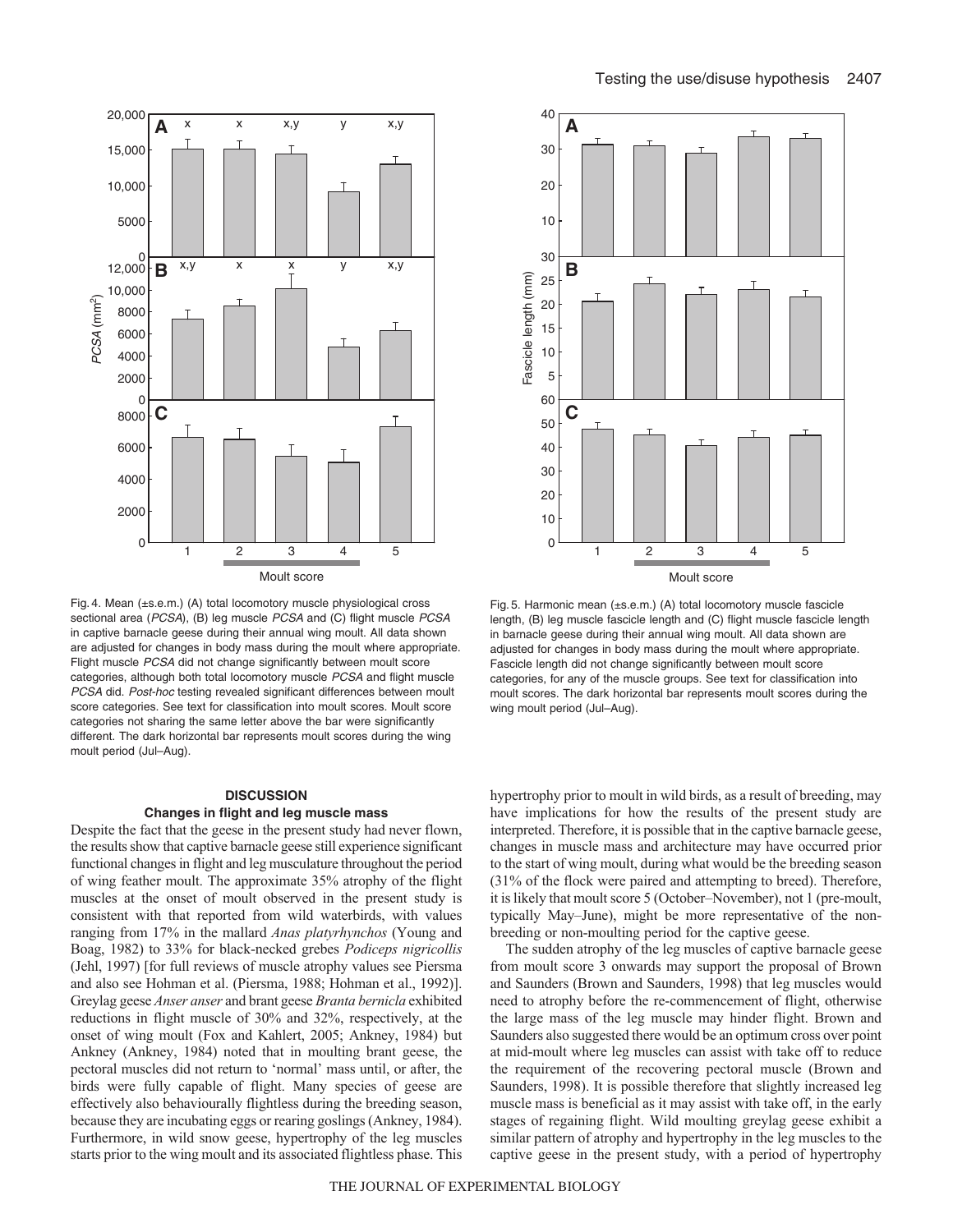Fig. 4. Mean (±s.e.m.) (A) total locomotory muscle physiological cross sectional area (*PCSA*), (B) leg muscle *PCSA* and (C) flight muscle *PCSA* in captive barnacle geese during their annual wing moult. All data shown are adjusted for changes in body mass during the moult where appropriate. Flight muscle *PCSA* did not change significantly between moult score categories, although both total locomotory muscle *PCSA* and flight muscle *PCSA* did. *Post-hoc* testing revealed significant differences between moult score categories. See text for classification into moult scores. Moult score categories not sharing the same letter above the bar were significantly different. The dark horizontal bar represents moult scores during the wing moult period (Jul–Aug).

Fig. 5. Harmonic mean (±s.e.m.) (A) total locomotory muscle fascicle length, (B) leg muscle fascicle length and (C) flight muscle fascicle length in barnacle geese during their annual wing moult. All data shown are adjusted for changes in body mass during the moult where appropriate. Fascicle length did not change significantly between moult score categories, for any of the muscle groups. See text for classification into moult scores. The dark horizontal bar represents moult scores during the wing moult period (Jul–Aug).

## DISCUSSION

### Changes in flight and leg muscle mass

Despite the fact that the geese in the present study had never flown, the results show that captive barnacle geese still experience significant functional changes in flight and leg musculature throughout the period of wing feather moult. The approximate 35% atrophy of the flight muscles at the onset of moult observed in the present study is consistent with that reported from wild waterbirds, with values ranging from 17% in the mallard *Anas platyrhynchos* (Young and Boag, 1982) to 33% for black-necked grebes *Podiceps nigricollis* (Jehl, 1997) [for full reviews of muscle atrophy values see Piersma and also see Hohman et al. (Piersma, 1988; Hohman et al., 1992)]. Greylag geese *Anser anser* and brant geese *Branta bernicla* exhibited reductions in flight muscle of 30% and 32%, respectively, at the onset of wing moult (Fox and Kahlert, 2005; Ankney, 1984) but Ankney (Ankney, 1984) noted that in moulting brant geese, the pectoral muscles did not return to 'normal' mass until, or after, the birds were fully capable of flight. Many species of geese are effectively also behaviourally flightless during the breeding season, because they are incubating eggs or rearing goslings (Ankney, 1984). Furthermore, in wild snow geese, hypertrophy of the leg muscles starts prior to the wing moult and its associated flightless phase. This hypertrophy prior to moult in wild birds, as a result of breeding, may have implications for how the results of the present study are interpreted. Therefore, it is possible that in the captive barnacle geese, changes in muscle mass and architecture may have occurred prior to the start of wing moult, during what would be the breeding season (31% of the flock were paired and attempting to breed). Therefore, it is likely that moult score 5 (October–November), not 1 (pre-moult, typically May–June), might be more representative of the non-breeding or non-moulting period for the captive geese.

The sudden atrophy of the leg muscles of captive barnacle geese from moult score 3 onwards may support the proposal of Brown and Saunders (Brown and Saunders, 1998) that leg muscles would need to atrophy before the re-commencement of flight, otherwise the large mass of the leg muscle may hinder flight. Brown and Saunders also suggested there would be an optimum cross over point at mid-moult where leg muscles can assist with take off to reduce the requirement of the recovering pectoral muscle (Brown and Saunders, 1998). It is possible therefore that slightly increased leg muscle mass is beneficial as it may assist with take off, in the early stages of regaining flight. Wild moulting greylag geese exhibit a similar pattern of atrophy and hypertrophy in the leg muscles to the captive geese in the present study, with a period of hypertrophy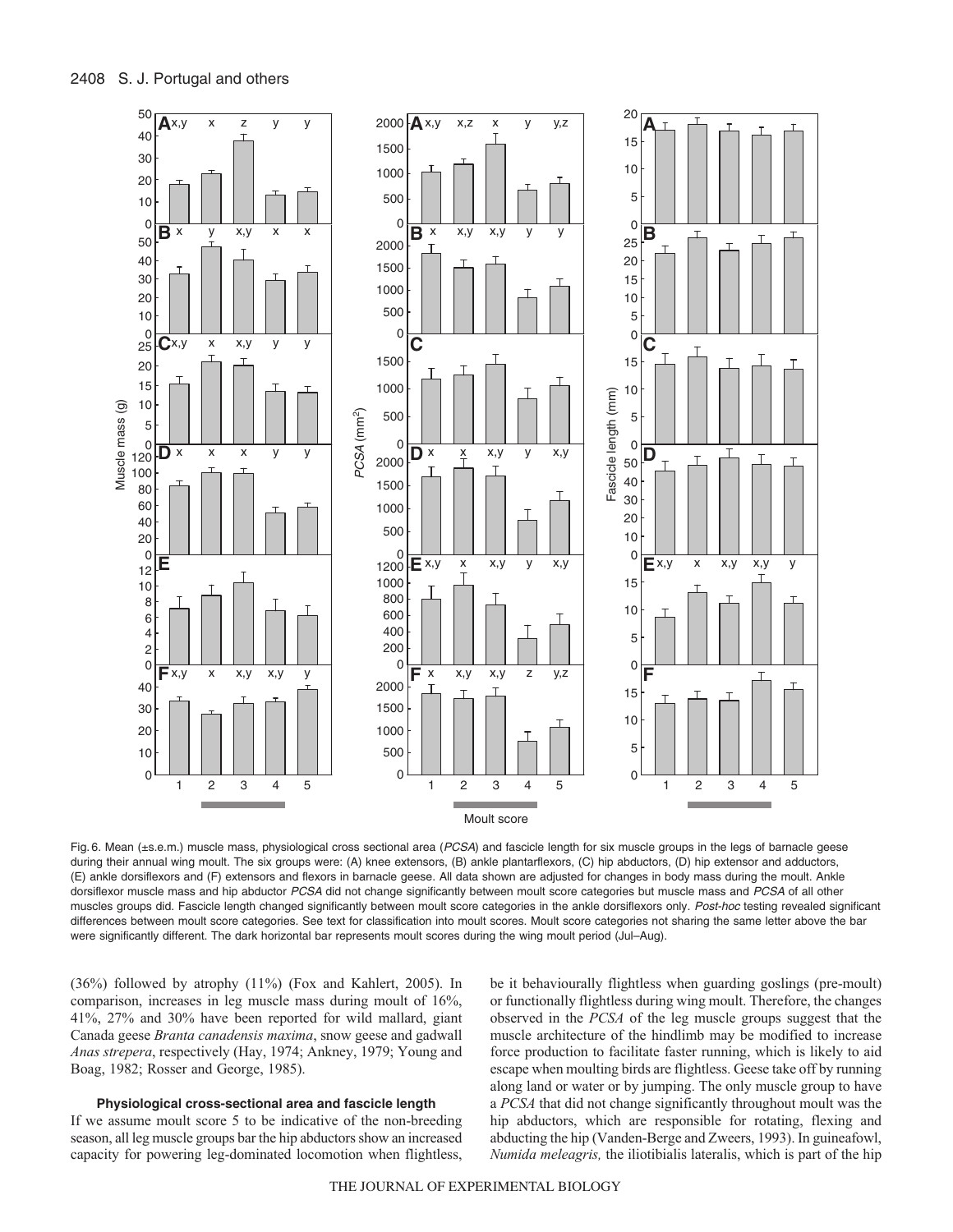Fig. 6. Mean (±s.e.m.) muscle mass, physiological cross sectional area (*PCSA*) and fascicle length for six muscle groups in the legs of barnacle geese during their annual wing moult. The six groups were: (A) knee extensors, (B) ankle plantarflexors, (C) hip abductors, (D) hip extensor and adductors, (E) ankle dorsiflexors and (F) extensors and flexors in barnacle geese. All data shown are adjusted for changes in body mass during the moult. Ankle dorsiflexor muscle mass and hip abductor *PCSA* did not change significantly between moult score categories but muscle mass and *PCSA* of all other muscles groups did. Fascicle length changed significantly between moult score categories in the ankle dorsiflexors only. *Post-hoc* testing revealed significant differences between moult score categories. See text for classification into moult scores. Moult score categories not sharing the same letter above the bar were significantly different. The dark horizontal bar represents moult scores during the wing moult period (Jul–Aug).

(36%) followed by atrophy (11%) (Fox and Kahlert, 2005). In comparison, increases in leg muscle mass during moult of 16%, 41%, 27% and 30% have been reported for wild mallard, giant Canada geese *Branta canadensis maxima*, snow geese and gadwall *Anas strepera*, respectively (Hay, 1974; Ankney, 1979; Young and Boag, 1982; Rosser and George, 1985).

### Physiological cross-sectional area and fascicle length

If we assume moult score 5 to be indicative of the non-breeding season, all leg muscle groups bar the hip abductors show an increased capacity for powering leg-dominated locomotion when flightless, be it behaviourally flightless when guarding goslings (pre-moult) or functionally flightless during wing moult. Therefore, the changes observed in the *PCSA* of the leg muscle groups suggest that the muscle architecture of the hindlimb may be modified to increase force production to facilitate faster running, which is likely to aid escape when moulting birds are flightless. Geese take off by running along land or water or by jumping. The only muscle group to have a *PCSA* that did not change significantly throughout moult was the hip abductors, which are responsible for rotating, flexing and abducting the hip (Vanden-Berge and Zweers, 1993). In guineafowl, *Numida meleagris,* the iliotibialis lateralis, which is part of the hip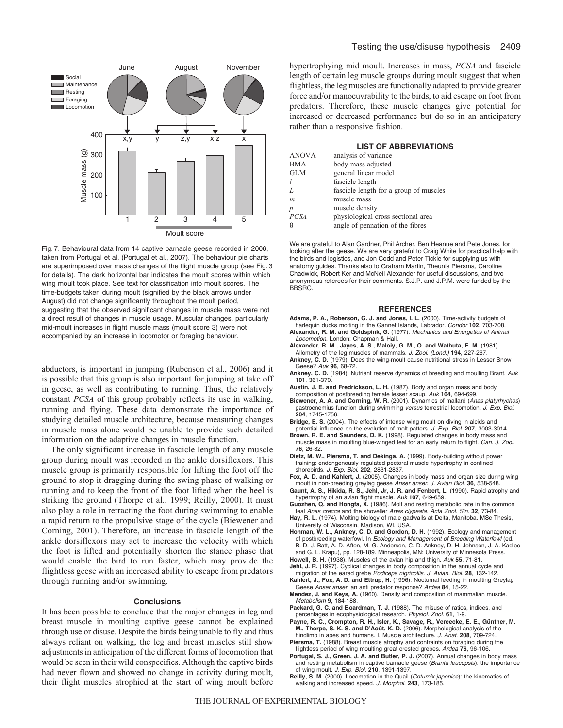June

August

November

Social
Maintenance
Resting
Foraging
Locomotion

400
x,y
y
z,y
x,z
x

Muscle mass (g)
300
200
100

1
2
3
4
5

Moult score

Fig. 7. Behavioural data from 14 captive barnacle geese recorded in 2006, taken from Portugal et al. (Portugal et al., 2007). The behaviour pie charts are superimposed over mass changes of the flight muscle group (see Fig. 3 for details). The dark horizontal bar indicates the moult scores within which wing moult took place. See text for classification into moult scores. The time-budgets taken during moult (signified by the black arrows under August) did not change significantly throughout the moult period, suggesting that the observed significant changes in muscle mass were not a direct result of changes in muscle usage. Muscular changes, particularly mid-moult increases in flight muscle mass (moult score 3) were not accompanied by an increase in locomotor or foraging behaviour.

abductors, is important in jumping (Rubenson et al., 2006) and it is possible that this group is also important for jumping at take off in geese, as well as contributing to running. Thus, the relatively constant *PCSA* of this group probably reflects its use in walking, running and flying. These data demonstrate the importance of studying detailed muscle architecture, because measuring changes in muscle mass alone would be unable to provide such detailed information on the adaptive changes in muscle function.

The only significant increase in fascicle length of any muscle group during moult was recorded in the ankle dorsiflexors. This muscle group is primarily responsible for lifting the foot off the ground to stop it dragging during the swing phase of walking or running and to keep the front of the foot lifted when the heel is striking the ground (Thorpe et al., 1999; Reilly, 2000). It must also play a role in retracting the foot during swimming to enable a rapid return to the propulsive stage of the cycle (Biewener and Corning, 2001). Therefore, an increase in fascicle length of the ankle dorsiflexors may act to increase the velocity with which the foot is lifted and potentially shorten the stance phase that would enable the bird to run faster, which may provide the flightless geese with an increased ability to escape from predators through running and/or swimming.

## Conclusions

It has been possible to conclude that the major changes in leg and breast muscle in moulting captive geese cannot be explained through use or disuse. Despite the birds being unable to fly and thus always reliant on walking, the leg and breast muscles still show adjustments in anticipation of the different forms of locomotion that would be seen in their wild conspecifics. Although the captive birds had never flown and showed no change in activity during moult, their flight muscles atrophied at the start of wing moult before hypertrophying mid moult. Increases in mass, *PCSA* and fascicle length of certain leg muscle groups during moult suggest that when flightless, the leg muscles are functionally adapted to provide greater force and/or manoeuvrability to the birds, to aid escape on foot from predators. Therefore, these muscle changes give potential for increased or decreased performance but do so in an anticipatory rather than a responsive fashion.

## LIST OF ABBREVIATIONS

| | |
|---|---|
| ANOVA | analysis of variance |
| BMA | body mass adjusted |
| GLM | general linear model |
| $l$ | fascicle length |
| $L$ | fascicle length for a group of muscles |
| $m$ | muscle mass |
| $p$ | muscle density |
| *PCSA* | physiological cross sectional area |
| $\theta$ | angle of pennation of the fibres |

We are grateful to Alan Gardner, Phil Archer, Ben Heanue and Pete Jones, for looking after the geese. We are very grateful to Craig White for practical help with the birds and logistics, and Jon Codd and Peter Tickle for supplying us with anatomy guides. Thanks also to Graham Martin, Theunis Piersma, Caroline Chadwick, Robert Ker and McNeil Alexander for useful discussions, and two anonymous referees for their comments. S.J.P. and J.P.M. were funded by the BBSRC.

## REFERENCES

**Adams, P. A., Roberson, G. J. and Jones, I. L.** (2000). Time-activity budgets of harlequin ducks molting in the Gannet Islands, Labrador. *Condor* **102**, 703-708.

**Alexander, R. M. and Goldspink, G.** (1977). *Mechanics and Energetics of Animal Locomotion*. London: Chapman & Hall.

**Alexander, R. M., Jayes, A. S., Maloiy, G. M., O. and Wathuta, E. M.** (1981). Allometry of the leg muscles of mammals. *J. Zool. (Lond.)* **194**, 227-267.

**Ankney, C. D.** (1979). Does the wing-moult cause nutritional stress in Lesser Snow Geese? *Auk* **96**, 68-72.

**Ankney, C. D.** (1984). Nutrient reserve dynamics of breeding and moulting Brant. *Auk* **101**, 361-370.

**Austin, J. E. and Fredrickson, L. H.** (1987). Body and organ mass and body composition of postbreeding female lesser scaup. *Auk* **104**, 694-699.

**Biewener, A. A. and Corning, W. R.** (2001). Dynamics of mallard (*Anas platyrhychos*) gastrocnemius function during swimming *versus* terrestrial locomotion. *J. Exp. Biol.* **204**, 1745-1756.

**Bridge, E. S.** (2004). The effects of intense wing moult on diving in alcids and potential influence on the evolution of molt patters. *J. Exp. Biol.* **207**, 3003-3014.

**Brown, R. E. and Saunders, D. K.** (1998). Regulated changes in body mass and muscle mass in moulting blue-winged teal for an early return to flight. *Can. J. Zool.* **76**, 26-32.

**Dietz, M. W., Piersma, T. and Dekinga, A.** (1999). Body-building without power training: endongenously regulated pectoral muscle hypertrophy in confined shorebirds. *J. Exp. Biol.* **202**, 2831-2837.

**Fox, A. D. and Kahlert, J.** (2005). Changes in body mass and organ size during wing moult in non-breeding greylag geese *Anser anser*. *J. Avian Biol.* **36**, 538-548.

**Gaunt, A. S., Hikida, R. S., Jehl, Jr, J. R. and Fenbert, L.** (1990). Rapid atrophy and hypertrophy of an avian flight muscle. *Auk* **107**, 649-659.

**Guozhen, Q. and Hongfa, X.** (1986). Molt and resting metabolic rate in the common teal *Anas crecca* and the shoveller *Anas clypeata*. *Acta Zool. Sin.* **32**, 73-84.

**Hay, R. L.** (1974). Molting biology of male gadwalls at Delta, Manitoba. MSc Thesis, University of Wisconsin, Madison, WI, USA.

**Hohman, W. L., Ankney, C. D. and Gordon, D. H.** (1992). Ecology and management of postbreeding waterfowl. In *Ecology and Management of Breeding Waterfowl* (ed. B. D. J. Batt, A. D. Afton, M. G. Anderson, C. D. Ankney, D. H. Johnson, J. A. Kadlec and G. L. Krapu), pp. 128-189. Minneapolis, MN: University of Minnesota Press.

**Howell, B. H.** (1938). Muscles of the avian hip and thigh. *Auk* **55**, 71-81.

**Jehl, J. R.** (1997). Cyclical changes in body composition in the annual cycle and migration of the eared grebe *Podiceps nigricollis*. *J. Avian. Biol.* **28**, 132-142.

**Kahlert, J., Fox, A. D. and Ettrup, H.** (1996). Nocturnal feeding in moulting Greylag Geese *Anser anser*: an anti predator response? *Ardea* **84**, 15-22.

**Mendez, J. and Keys, A.** (1960). Density and composition of mammalian muscle. *Metabolism* **9**, 184-188.

**Packard, G. C. and Boardman, T. J.** (1988). The misuse of ratios, indices, and percentages in ecophysiological research. *Physiol. Zool.* **61**, 1-9.

**Payne, R. C., Crompton, R. H., Isler, K., Savage, R., Vereecke, E. E., Günther, M. M., Thorpe, S. K. S. and D'Août, K. D.** (2006). Morphological analysis of the hindlimb in apes and humans. I. Muscle architecture. *J. Anat.* **208**, 709-724.

**Piersma, T.** (1988). Breast muscle atrophy and contraints on foraging during the flightless period of wing moulting great crested grebes. *Ardea* **76**, 96-106.

**Portugal, S. J., Green, J. A. and Butler, P. J.** (2007). Annual changes in body mass and resting metabolism in captive barnacle geese (*Branta leucopsis*): the importance of wing moult. *J. Exp. Biol.* **210**, 1391-1397.

**Reilly, S. M.** (2000). Locomotion in the Quail (*Coturnix japonica*): the kinematics of walking and increased speed. *J. Morphol.* **243**, 173-185.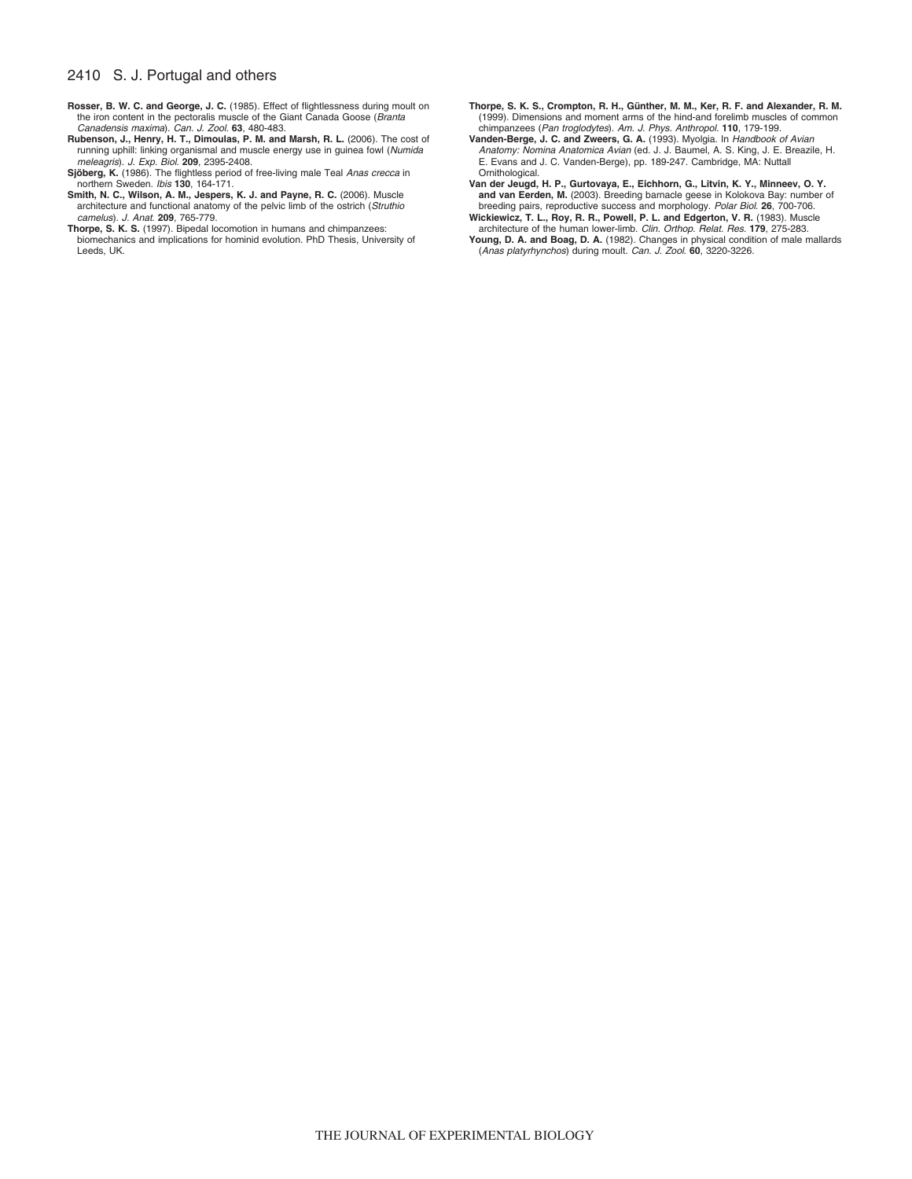**Rosser, B. W. C. and George, J. C.** (1985). Effect of flightlessness during moult on the iron content in the pectoralis muscle of the Giant Canada Goose (*Branta Canadensis maxima*). *Can. J. Zool.* **63**, 480-483.

**Rubenson, J., Henry, H. T., Dimoulas, P. M. and Marsh, R. L.** (2006). The cost of running uphill: linking organismal and muscle energy use in guinea fowl (*Numida meleagris*). *J. Exp. Biol.* **209**, 2395-2408.

**Sjöberg, K.** (1986). The flightless period of free-living male Teal *Anas crecca* in northern Sweden. *Ibis* **130**, 164-171.

**Smith, N. C., Wilson, A. M., Jespers, K. J. and Payne, R. C.** (2006). Muscle architecture and functional anatomy of the pelvic limb of the ostrich (*Struthio camelus*). *J. Anat.* **209**, 765-779.

**Thorpe, S. K. S.** (1997). Bipedal locomotion in humans and chimpanzees: biomechanics and implications for hominid evolution. PhD Thesis, University of Leeds, UK.

**Thorpe, S. K. S., Crompton, R. H., Günther, M. M., Ker, R. F. and Alexander, R. M.** (1999). Dimensions and moment arms of the hind-and forelimb muscles of common chimpanzees (*Pan troglodytes*). *Am. J. Phys. Anthropol.* **110**, 179-199.

**Vanden-Berge, J. C. and Zweers, G. A.** (1993). Myolgia. In *Handbook of Avian Anatomy: Nomina Anatomica Avian* (ed. J. J. Baumel, A. S. King, J. E. Breazile, H. E. Evans and J. C. Vanden-Berge), pp. 189-247. Cambridge, MA: Nuttall Ornithological.

**Van der Jeugd, H. P., Gurtovaya, E., Eichhorn, G., Litvin, K. Y., Minneev, O. Y. and van Eerden, M.** (2003). Breeding barnacle geese in Kolokova Bay: number of breeding pairs, reproductive success and morphology. *Polar Biol.* **26**, 700-706.

**Wickiewicz, T. L., Roy, R. R., Powell, P. L. and Edgerton, V. R.** (1983). Muscle architecture of the human lower-limb. *Clin. Orthop. Relat. Res.* **179**, 275-283.

**Young, D. A. and Boag, D. A.** (1982). Changes in physical condition of male mallards (*Anas platyrhynchos*) during moult. *Can. J. Zool.* **60**, 3220-3226.